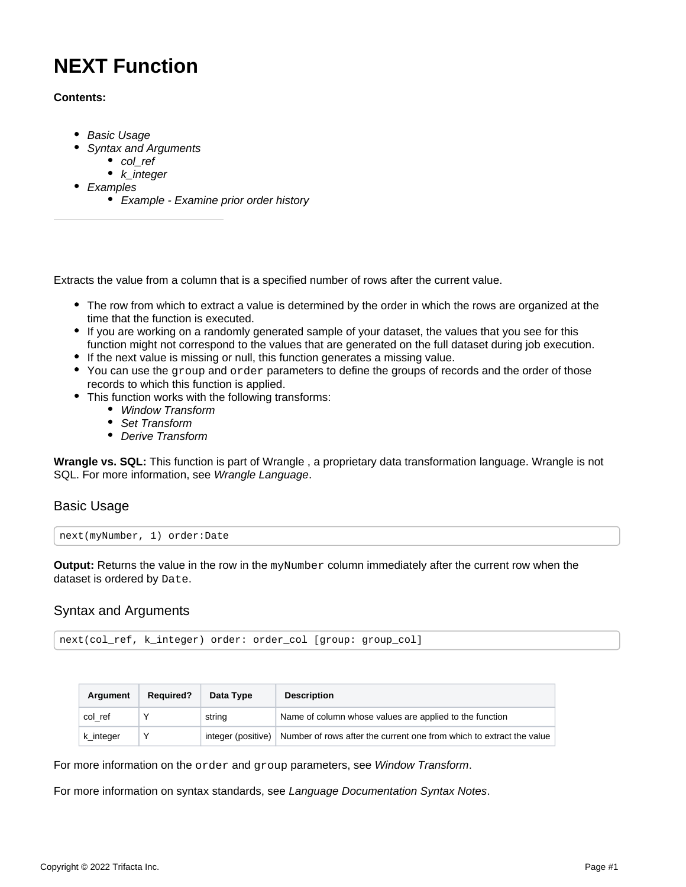# NEXT Function

**Contents:**

- *Basic Usage*
- *Syntax and Arguments*
  - *col_ref*
  - *k_integer*
- *Examples*
  - *Example - Examine prior order history*

---

Extracts the value from a column that is a specified number of rows after the current value.

- The row from which to extract a value is determined by the order in which the rows are organized at the time that the function is executed.
- If you are working on a randomly generated sample of your dataset, the values that you see for this function might not correspond to the values that are generated on the full dataset during job execution.
- If the next value is missing or null, this function generates a missing value.
- You can use the `group` and `order` parameters to define the groups of records and the order of those records to which this function is applied.
- This function works with the following transforms:
  - *Window Transform*
  - *Set Transform*
  - *Derive Transform*

**Wrangle vs. SQL:** This function is part of Wrangle , a proprietary data transformation language. Wrangle is not SQL. For more information, see *Wrangle Language*.

## Basic Usage

```
next(myNumber, 1) order:Date
```

**Output:** Returns the value in the row in the `myNumber` column immediately after the current row when the dataset is ordered by `Date`.

## Syntax and Arguments

```
next(col_ref, k_integer) order: order_col [group: group_col]
```

| Argument | Required? | Data Type | Description |
|---|---|---|---|
| col_ref | Y | string | Name of column whose values are applied to the function |
| k_integer | Y | integer (positive) | Number of rows after the current one from which to extract the value |

For more information on the `order` and `group` parameters, see *Window Transform*.

For more information on syntax standards, see *Language Documentation Syntax Notes*.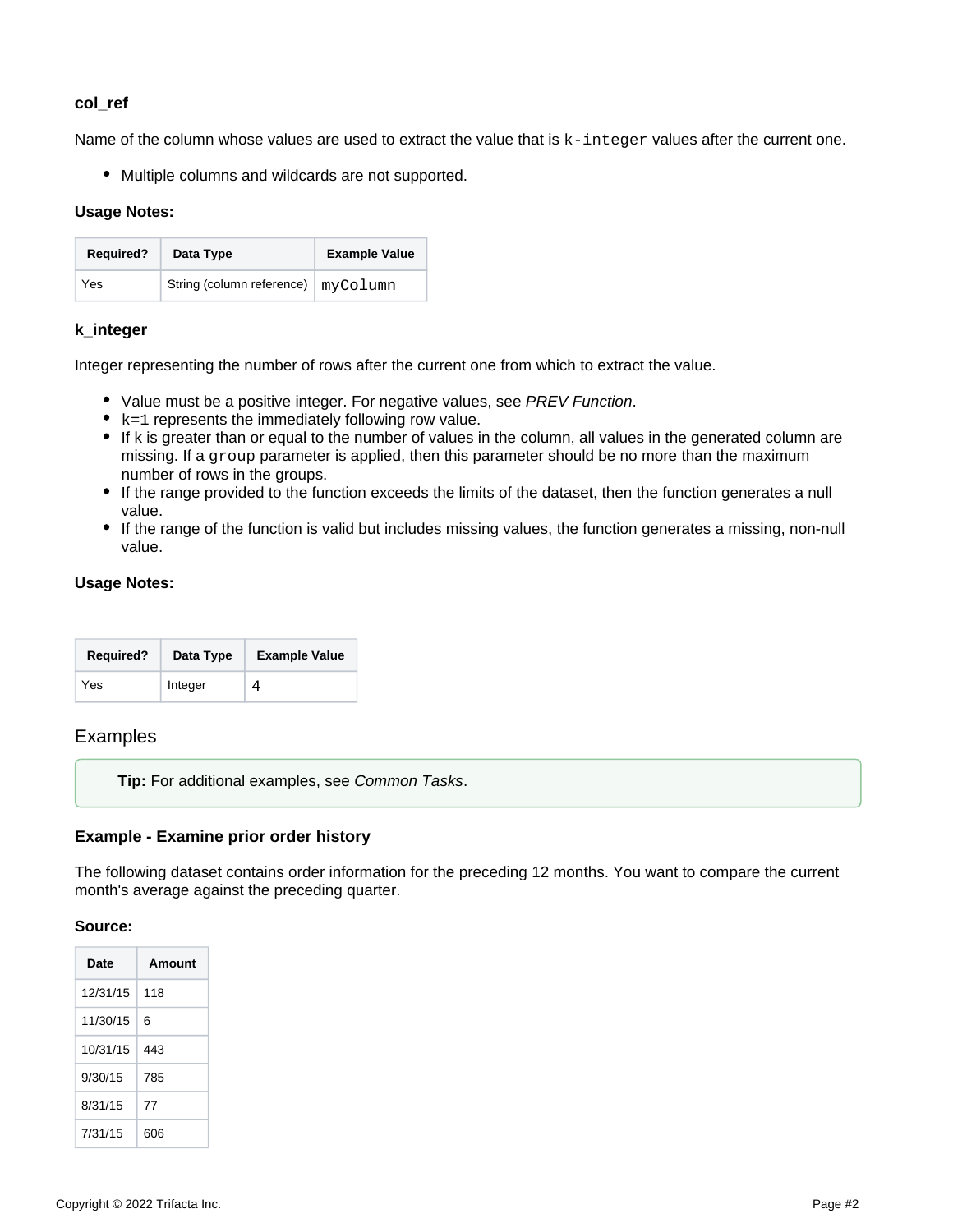### col_ref

Name of the column whose values are used to extract the value that is `k-integer` values after the current one.

- Multiple columns and wildcards are not supported.

**Usage Notes:**

| Required? | Data Type | Example Value |
|---|---|---|
| Yes | String (column reference) | `myColumn` |

### k_integer

Integer representing the number of rows after the current one from which to extract the value.

- Value must be a positive integer. For negative values, see *PREV Function*.
- `k=1` represents the immediately following row value.
- If k is greater than or equal to the number of values in the column, all values in the generated column are missing. If a `group` parameter is applied, then this parameter should be no more than the maximum number of rows in the groups.
- If the range provided to the function exceeds the limits of the dataset, then the function generates a null value.
- If the range of the function is valid but includes missing values, the function generates a missing, non-null value.

**Usage Notes:**

| Required? | Data Type | Example Value |
|---|---|---|
| Yes | Integer | `4` |

## Examples

**Tip:** For additional examples, see *Common Tasks*.

### Example - Examine prior order history

The following dataset contains order information for the preceding 12 months. You want to compare the current month's average against the preceding quarter.

**Source:**

| Date | Amount |
|---|---|
| 12/31/15 | 118 |
| 11/30/15 | 6 |
| 10/31/15 | 443 |
| 9/30/15 | 785 |
| 8/31/15 | 77 |
| 7/31/15 | 606 |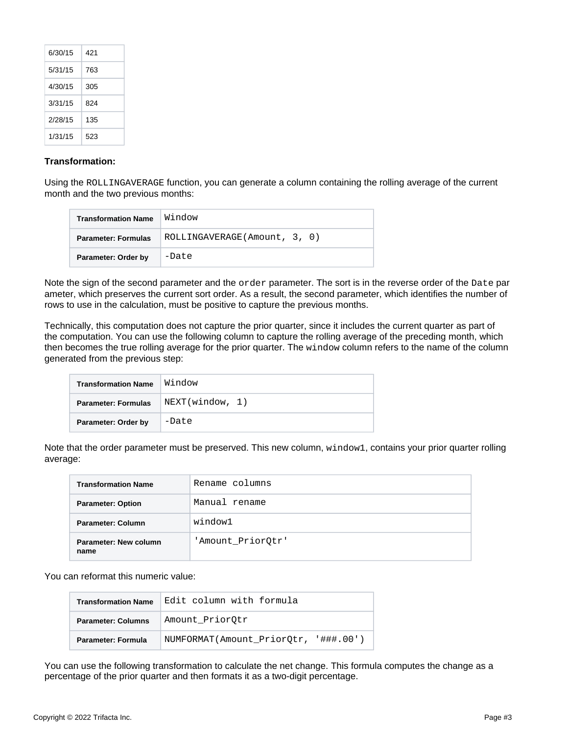| 6/30/15 | 421 |
|---|---|
| 5/31/15 | 763 |
| 4/30/15 | 305 |
| 3/31/15 | 824 |
| 2/28/15 | 135 |
| 1/31/15 | 523 |

**Transformation:**

Using the `ROLLINGAVERAGE` function, you can generate a column containing the rolling average of the current month and the two previous months:

| Transformation Name | `Window` |
|---|---|
| Parameter: Formulas | `ROLLINGAVERAGE(Amount, 3, 0)` |
| Parameter: Order by | `-Date` |

Note the sign of the second parameter and the `order` parameter. The sort is in the reverse order of the `Date` parameter, which preserves the current sort order. As a result, the second parameter, which identifies the number of rows to use in the calculation, must be positive to capture the previous months.

Technically, this computation does not capture the prior quarter, since it includes the current quarter as part of the computation. You can use the following column to capture the rolling average of the preceding month, which then becomes the true rolling average for the prior quarter. The `window` column refers to the name of the column generated from the previous step:

| Transformation Name | `Window` |
|---|---|
| Parameter: Formulas | `NEXT(window, 1)` |
| Parameter: Order by | `-Date` |

Note that the order parameter must be preserved. This new column, `window1`, contains your prior quarter rolling average:

| Transformation Name | `Rename columns` |
|---|---|
| Parameter: Option | `Manual rename` |
| Parameter: Column | `window1` |
| Parameter: New column name | `'Amount_PriorQtr'` |

You can reformat this numeric value:

| Transformation Name | `Edit column with formula` |
|---|---|
| Parameter: Columns | `Amount_PriorQtr` |
| Parameter: Formula | `NUMFORMAT(Amount_PriorQtr, '###.00')` |

You can use the following transformation to calculate the net change. This formula computes the change as a percentage of the prior quarter and then formats it as a two-digit percentage.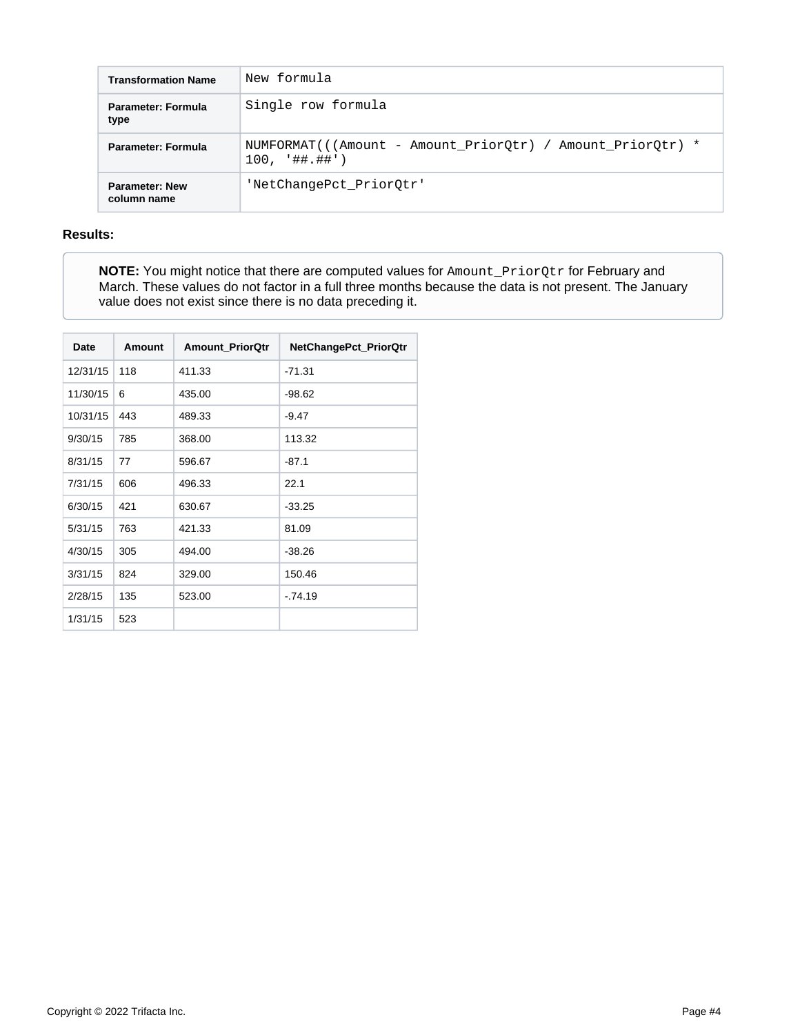| | |
|---|---|
| **Transformation Name** | `New formula` |
| **Parameter: Formula type** | `Single row formula` |
| **Parameter: Formula** | `NUMFORMAT(((Amount - Amount_PriorQtr) / Amount_PriorQtr) * 100, '##.##')` |
| **Parameter: New column name** | `'NetChangePct_PriorQtr'` |

**Results:**

> **NOTE:** You might notice that there are computed values for `Amount_PriorQtr` for February and March. These values do not factor in a full three months because the data is not present. The January value does not exist since there is no data preceding it.

| Date | Amount | Amount_PriorQtr | NetChangePct_PriorQtr |
|---|---|---|---|
| 12/31/15 | 118 | 411.33 | -71.31 |
| 11/30/15 | 6 | 435.00 | -98.62 |
| 10/31/15 | 443 | 489.33 | -9.47 |
| 9/30/15 | 785 | 368.00 | 113.32 |
| 8/31/15 | 77 | 596.67 | -87.1 |
| 7/31/15 | 606 | 496.33 | 22.1 |
| 6/30/15 | 421 | 630.67 | -33.25 |
| 5/31/15 | 763 | 421.33 | 81.09 |
| 4/30/15 | 305 | 494.00 | -38.26 |
| 3/31/15 | 824 | 329.00 | 150.46 |
| 2/28/15 | 135 | 523.00 | -.74.19 |
| 1/31/15 | 523 | | |